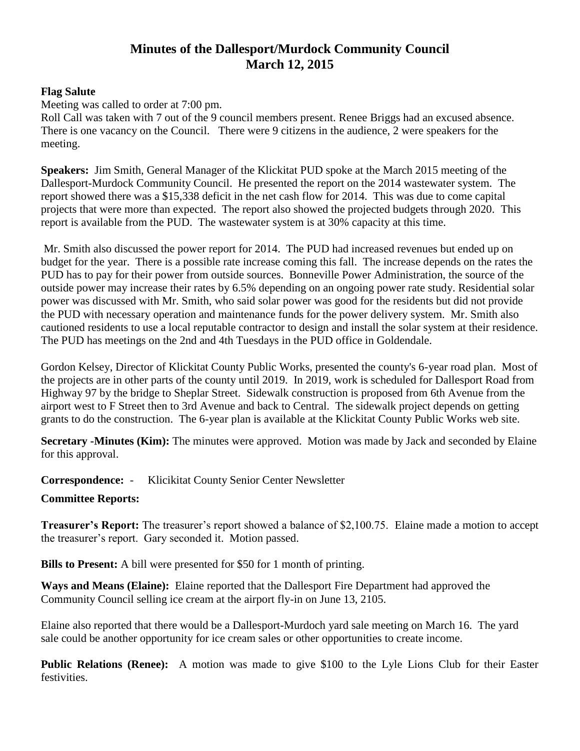# Minutes of the Dallesport/Murdock Community Council
# March 12, 2015

**Flag Salute**

Meeting was called to order at 7:00 pm.

Roll Call was taken with 7 out of the 9 council members present. Renee Briggs had an excused absence. There is one vacancy on the Council. There were 9 citizens in the audience, 2 were speakers for the meeting.

**Speakers:** Jim Smith, General Manager of the Klickitat PUD spoke at the March 2015 meeting of the Dallesport-Murdock Community Council. He presented the report on the 2014 wastewater system. The report showed there was a $15,338 deficit in the net cash flow for 2014. This was due to come capital projects that were more than expected. The report also showed the projected budgets through 2020. This report is available from the PUD. The wastewater system is at 30% capacity at this time.

Mr. Smith also discussed the power report for 2014. The PUD had increased revenues but ended up on budget for the year. There is a possible rate increase coming this fall. The increase depends on the rates the PUD has to pay for their power from outside sources. Bonneville Power Administration, the source of the outside power may increase their rates by 6.5% depending on an ongoing power rate study. Residential solar power was discussed with Mr. Smith, who said solar power was good for the residents but did not provide the PUD with necessary operation and maintenance funds for the power delivery system. Mr. Smith also cautioned residents to use a local reputable contractor to design and install the solar system at their residence. The PUD has meetings on the 2nd and 4th Tuesdays in the PUD office in Goldendale.

Gordon Kelsey, Director of Klickitat County Public Works, presented the county's 6-year road plan. Most of the projects are in other parts of the county until 2019. In 2019, work is scheduled for Dallesport Road from Highway 97 by the bridge to Sheplar Street. Sidewalk construction is proposed from 6th Avenue from the airport west to F Street then to 3rd Avenue and back to Central. The sidewalk project depends on getting grants to do the construction. The 6-year plan is available at the Klickitat County Public Works web site.

**Secretary -Minutes (Kim):** The minutes were approved. Motion was made by Jack and seconded by Elaine for this approval.

**Correspondence:** - Klicikitat County Senior Center Newsletter

**Committee Reports:**

**Treasurer's Report:** The treasurer's report showed a balance of $2,100.75. Elaine made a motion to accept the treasurer's report. Gary seconded it. Motion passed.

**Bills to Present:** A bill were presented for $50 for 1 month of printing.

**Ways and Means (Elaine):** Elaine reported that the Dallesport Fire Department had approved the Community Council selling ice cream at the airport fly-in on June 13, 2105.

Elaine also reported that there would be a Dallesport-Murdoch yard sale meeting on March 16. The yard sale could be another opportunity for ice cream sales or other opportunities to create income.

**Public Relations (Renee):** A motion was made to give $100 to the Lyle Lions Club for their Easter festivities.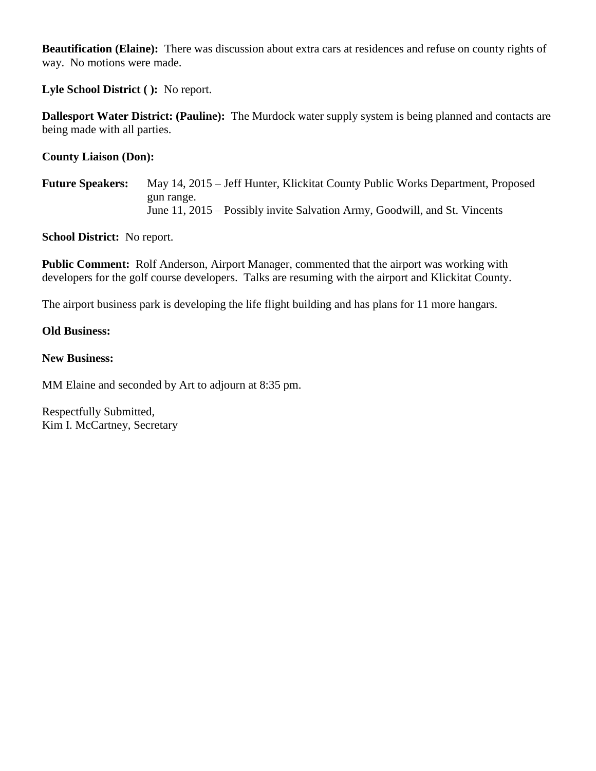**Beautification (Elaine):** There was discussion about extra cars at residences and refuse on county rights of way. No motions were made.

**Lyle School District ( ):** No report.

**Dallesport Water District: (Pauline):** The Murdock water supply system is being planned and contacts are being made with all parties.

**County Liaison (Don):**

**Future Speakers:** May 14, 2015 – Jeff Hunter, Klickitat County Public Works Department, Proposed gun range.
June 11, 2015 – Possibly invite Salvation Army, Goodwill, and St. Vincents

**School District:** No report.

**Public Comment:** Rolf Anderson, Airport Manager, commented that the airport was working with developers for the golf course developers. Talks are resuming with the airport and Klickitat County.

The airport business park is developing the life flight building and has plans for 11 more hangars.

**Old Business:**

**New Business:**

MM Elaine and seconded by Art to adjourn at 8:35 pm.

Respectfully Submitted,
Kim I. McCartney, Secretary